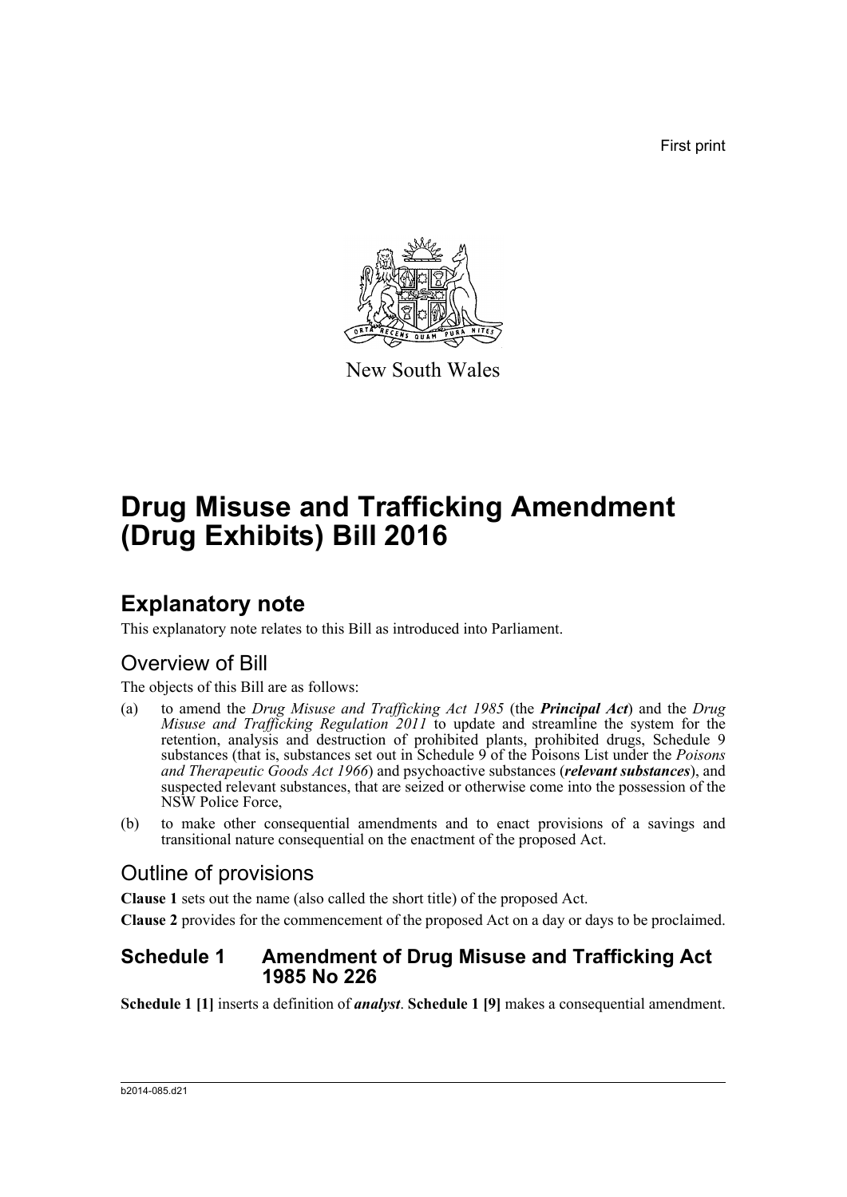First print

New South Wales

# Drug Misuse and Trafficking Amendment (Drug Exhibits) Bill 2016

## Explanatory note

This explanatory note relates to this Bill as introduced into Parliament.

### Overview of Bill

The objects of this Bill are as follows:

(a) to amend the *Drug Misuse and Trafficking Act 1985* (the ***Principal Act***) and the *Drug Misuse and Trafficking Regulation 2011* to update and streamline the system for the retention, analysis and destruction of prohibited plants, prohibited drugs, Schedule 9 substances (that is, substances set out in Schedule 9 of the Poisons List under the *Poisons and Therapeutic Goods Act 1966*) and psychoactive substances (***relevant substances***), and suspected relevant substances, that are seized or otherwise come into the possession of the NSW Police Force,

(b) to make other consequential amendments and to enact provisions of a savings and transitional nature consequential on the enactment of the proposed Act.

### Outline of provisions

**Clause 1** sets out the name (also called the short title) of the proposed Act.

**Clause 2** provides for the commencement of the proposed Act on a day or days to be proclaimed.

### Schedule 1 Amendment of Drug Misuse and Trafficking Act 1985 No 226

**Schedule 1 [1]** inserts a definition of ***analyst***. **Schedule 1 [9]** makes a consequential amendment.

b2014-085.d21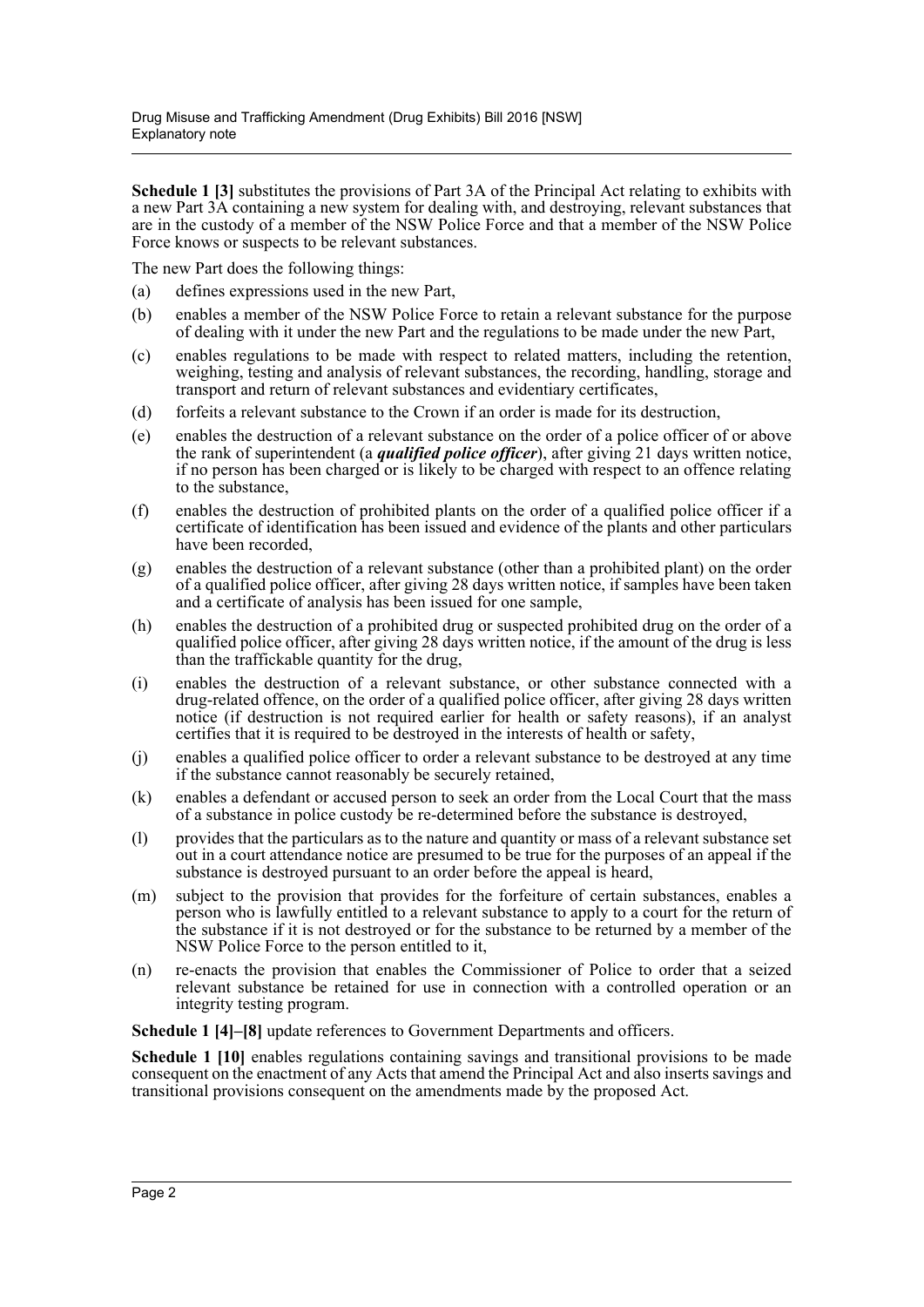**Schedule 1 [3]** substitutes the provisions of Part 3A of the Principal Act relating to exhibits with a new Part 3A containing a new system for dealing with, and destroying, relevant substances that are in the custody of a member of the NSW Police Force and that a member of the NSW Police Force knows or suspects to be relevant substances.

The new Part does the following things:

(a) defines expressions used in the new Part,

(b) enables a member of the NSW Police Force to retain a relevant substance for the purpose of dealing with it under the new Part and the regulations to be made under the new Part,

(c) enables regulations to be made with respect to related matters, including the retention, weighing, testing and analysis of relevant substances, the recording, handling, storage and transport and return of relevant substances and evidentiary certificates,

(d) forfeits a relevant substance to the Crown if an order is made for its destruction,

(e) enables the destruction of a relevant substance on the order of a police officer of or above the rank of superintendent (a ***qualified police officer***), after giving 21 days written notice, if no person has been charged or is likely to be charged with respect to an offence relating to the substance,

(f) enables the destruction of prohibited plants on the order of a qualified police officer if a certificate of identification has been issued and evidence of the plants and other particulars have been recorded,

(g) enables the destruction of a relevant substance (other than a prohibited plant) on the order of a qualified police officer, after giving 28 days written notice, if samples have been taken and a certificate of analysis has been issued for one sample,

(h) enables the destruction of a prohibited drug or suspected prohibited drug on the order of a qualified police officer, after giving 28 days written notice, if the amount of the drug is less than the traffickable quantity for the drug,

(i) enables the destruction of a relevant substance, or other substance connected with a drug-related offence, on the order of a qualified police officer, after giving 28 days written notice (if destruction is not required earlier for health or safety reasons), if an analyst certifies that it is required to be destroyed in the interests of health or safety,

(j) enables a qualified police officer to order a relevant substance to be destroyed at any time if the substance cannot reasonably be securely retained,

(k) enables a defendant or accused person to seek an order from the Local Court that the mass of a substance in police custody be re-determined before the substance is destroyed,

(l) provides that the particulars as to the nature and quantity or mass of a relevant substance set out in a court attendance notice are presumed to be true for the purposes of an appeal if the substance is destroyed pursuant to an order before the appeal is heard,

(m) subject to the provision that provides for the forfeiture of certain substances, enables a person who is lawfully entitled to a relevant substance to apply to a court for the return of the substance if it is not destroyed or for the substance to be returned by a member of the NSW Police Force to the person entitled to it,

(n) re-enacts the provision that enables the Commissioner of Police to order that a seized relevant substance be retained for use in connection with a controlled operation or an integrity testing program.

**Schedule 1 [4]–[8]** update references to Government Departments and officers.

**Schedule 1 [10]** enables regulations containing savings and transitional provisions to be made consequent on the enactment of any Acts that amend the Principal Act and also inserts savings and transitional provisions consequent on the amendments made by the proposed Act.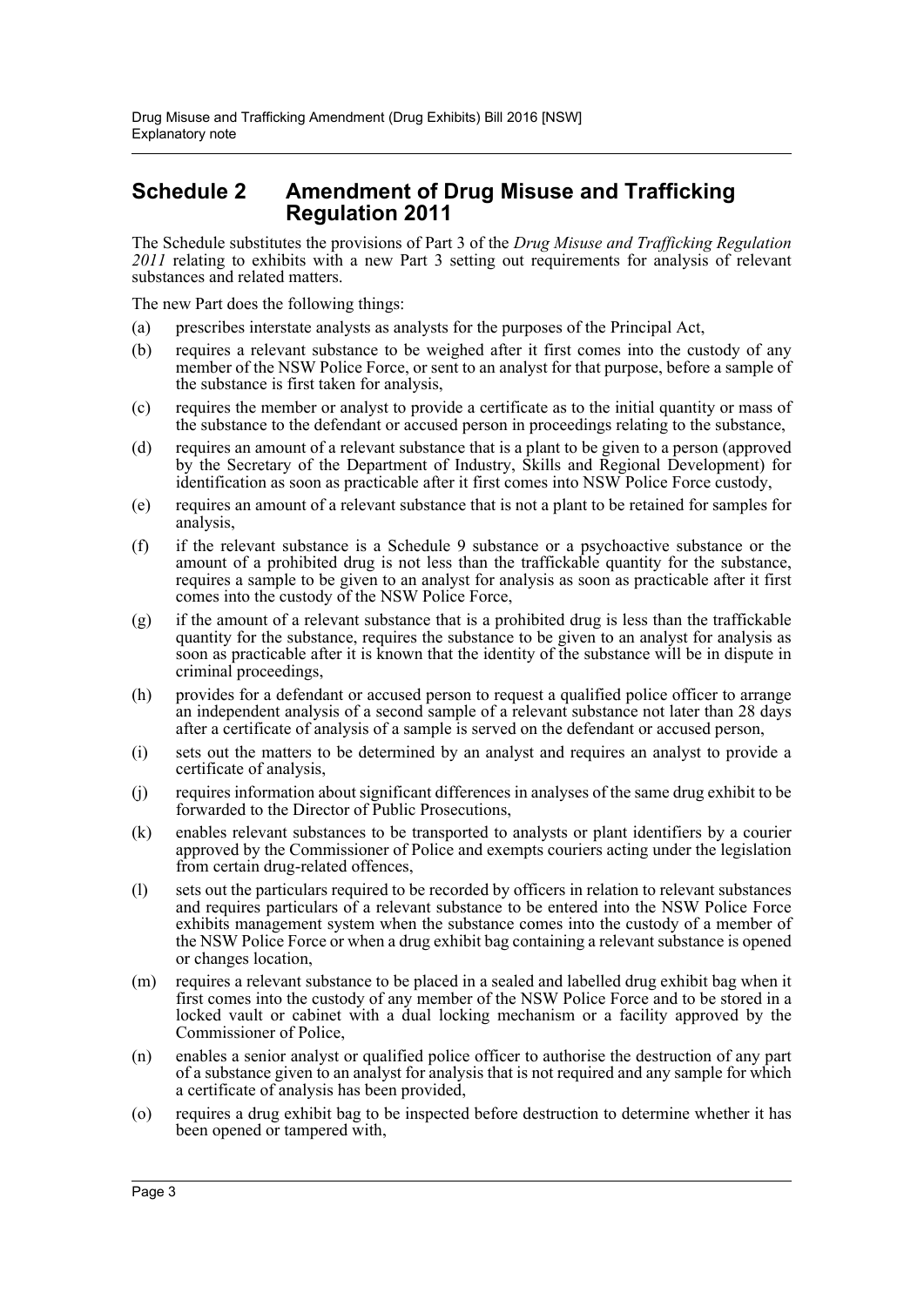## Schedule 2 Amendment of Drug Misuse and Trafficking Regulation 2011

The Schedule substitutes the provisions of Part 3 of the *Drug Misuse and Trafficking Regulation 2011* relating to exhibits with a new Part 3 setting out requirements for analysis of relevant substances and related matters.

The new Part does the following things:

(a) prescribes interstate analysts as analysts for the purposes of the Principal Act,

(b) requires a relevant substance to be weighed after it first comes into the custody of any member of the NSW Police Force, or sent to an analyst for that purpose, before a sample of the substance is first taken for analysis,

(c) requires the member or analyst to provide a certificate as to the initial quantity or mass of the substance to the defendant or accused person in proceedings relating to the substance,

(d) requires an amount of a relevant substance that is a plant to be given to a person (approved by the Secretary of the Department of Industry, Skills and Regional Development) for identification as soon as practicable after it first comes into NSW Police Force custody,

(e) requires an amount of a relevant substance that is not a plant to be retained for samples for analysis,

(f) if the relevant substance is a Schedule 9 substance or a psychoactive substance or the amount of a prohibited drug is not less than the traffickable quantity for the substance, requires a sample to be given to an analyst for analysis as soon as practicable after it first comes into the custody of the NSW Police Force,

(g) if the amount of a relevant substance that is a prohibited drug is less than the traffickable quantity for the substance, requires the substance to be given to an analyst for analysis as soon as practicable after it is known that the identity of the substance will be in dispute in criminal proceedings,

(h) provides for a defendant or accused person to request a qualified police officer to arrange an independent analysis of a second sample of a relevant substance not later than 28 days after a certificate of analysis of a sample is served on the defendant or accused person,

(i) sets out the matters to be determined by an analyst and requires an analyst to provide a certificate of analysis,

(j) requires information about significant differences in analyses of the same drug exhibit to be forwarded to the Director of Public Prosecutions,

(k) enables relevant substances to be transported to analysts or plant identifiers by a courier approved by the Commissioner of Police and exempts couriers acting under the legislation from certain drug-related offences,

(l) sets out the particulars required to be recorded by officers in relation to relevant substances and requires particulars of a relevant substance to be entered into the NSW Police Force exhibits management system when the substance comes into the custody of a member of the NSW Police Force or when a drug exhibit bag containing a relevant substance is opened or changes location,

(m) requires a relevant substance to be placed in a sealed and labelled drug exhibit bag when it first comes into the custody of any member of the NSW Police Force and to be stored in a locked vault or cabinet with a dual locking mechanism or a facility approved by the Commissioner of Police,

(n) enables a senior analyst or qualified police officer to authorise the destruction of any part of a substance given to an analyst for analysis that is not required and any sample for which a certificate of analysis has been provided,

(o) requires a drug exhibit bag to be inspected before destruction to determine whether it has been opened or tampered with,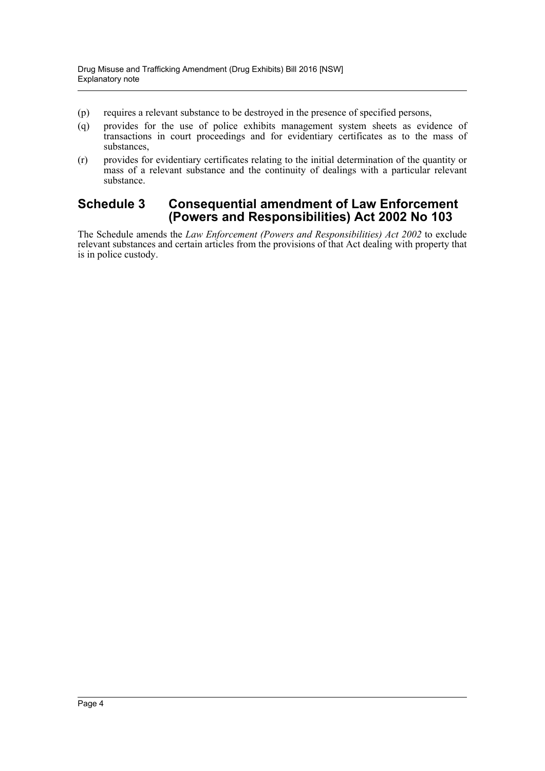(p) requires a relevant substance to be destroyed in the presence of specified persons,

(q) provides for the use of police exhibits management system sheets as evidence of transactions in court proceedings and for evidentiary certificates as to the mass of substances,

(r) provides for evidentiary certificates relating to the initial determination of the quantity or mass of a relevant substance and the continuity of dealings with a particular relevant substance.

## Schedule 3 Consequential amendment of Law Enforcement (Powers and Responsibilities) Act 2002 No 103

The Schedule amends the *Law Enforcement (Powers and Responsibilities) Act 2002* to exclude relevant substances and certain articles from the provisions of that Act dealing with property that is in police custody.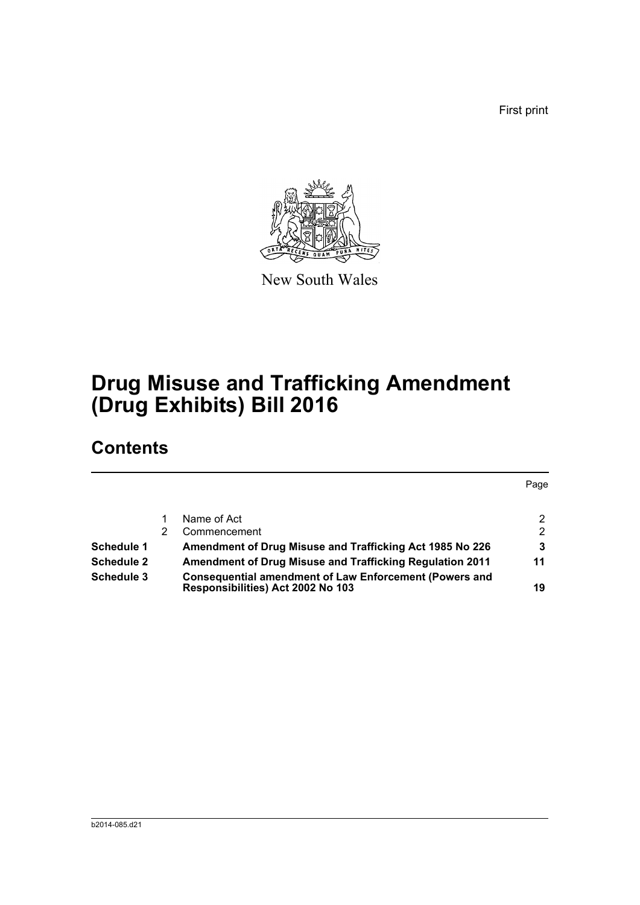First print

New South Wales

# Drug Misuse and Trafficking Amendment (Drug Exhibits) Bill 2016

## Contents

| | | | Page |
|---|---|---|---|
| | 1 | Name of Act | 2 |
| | 2 | Commencement | 2 |
| **Schedule 1** | | **Amendment of Drug Misuse and Trafficking Act 1985 No 226** | **3** |
| **Schedule 2** | | **Amendment of Drug Misuse and Trafficking Regulation 2011** | **11** |
| **Schedule 3** | | **Consequential amendment of Law Enforcement (Powers and Responsibilities) Act 2002 No 103** | **19** |

b2014-085.d21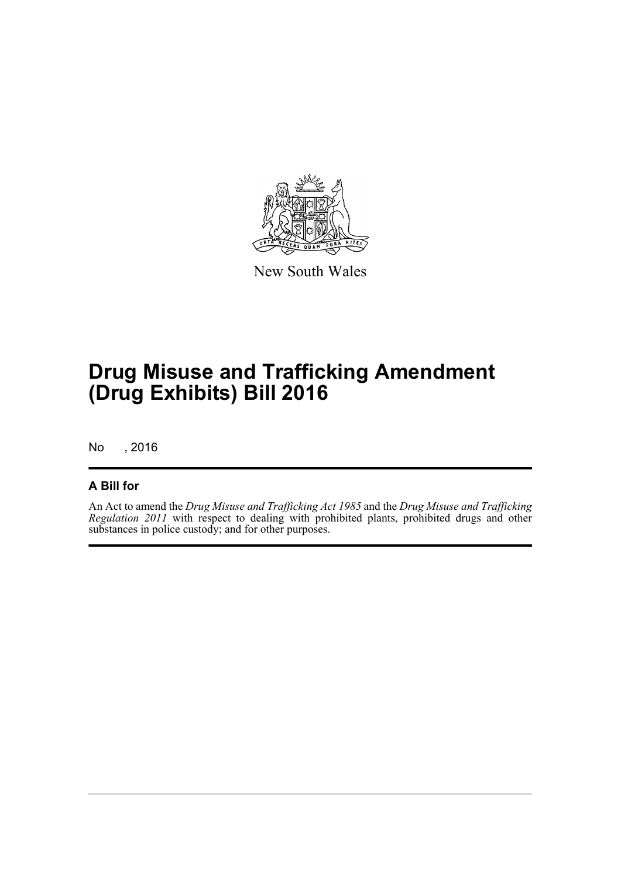New South Wales

# Drug Misuse and Trafficking Amendment (Drug Exhibits) Bill 2016

No , 2016

## A Bill for

An Act to amend the *Drug Misuse and Trafficking Act 1985* and the *Drug Misuse and Trafficking Regulation 2011* with respect to dealing with prohibited plants, prohibited drugs and other substances in police custody; and for other purposes.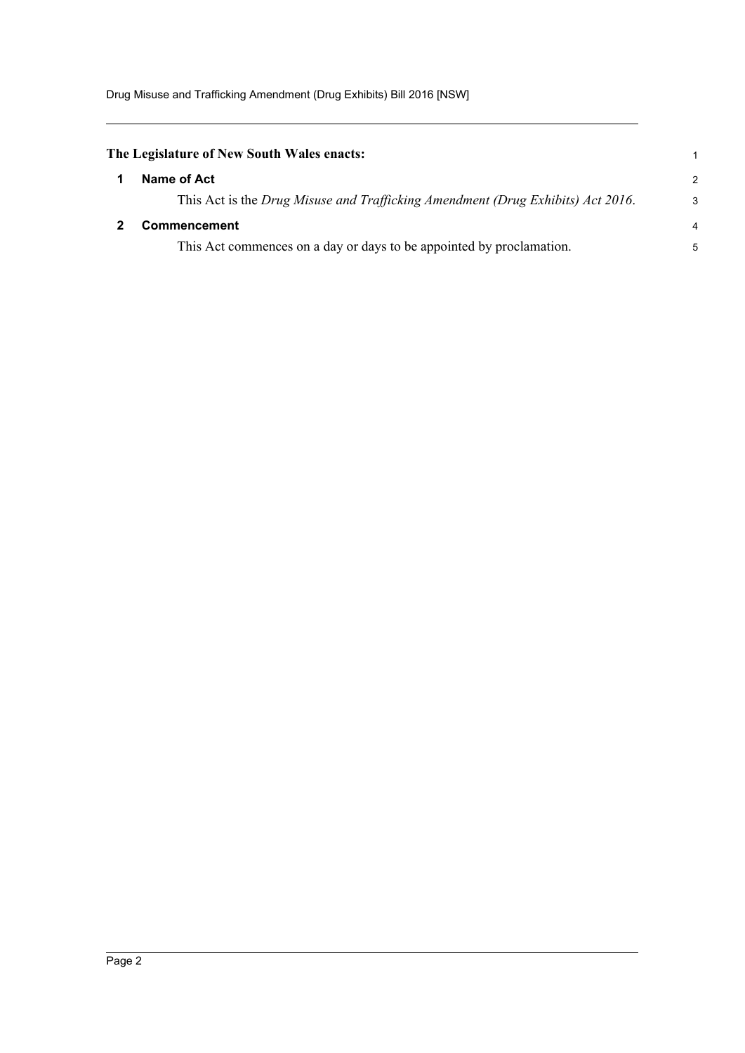**The Legislature of New South Wales enacts:**

## 1 Name of Act

This Act is the *Drug Misuse and Trafficking Amendment (Drug Exhibits) Act 2016*.

## 2 Commencement

This Act commences on a day or days to be appointed by proclamation.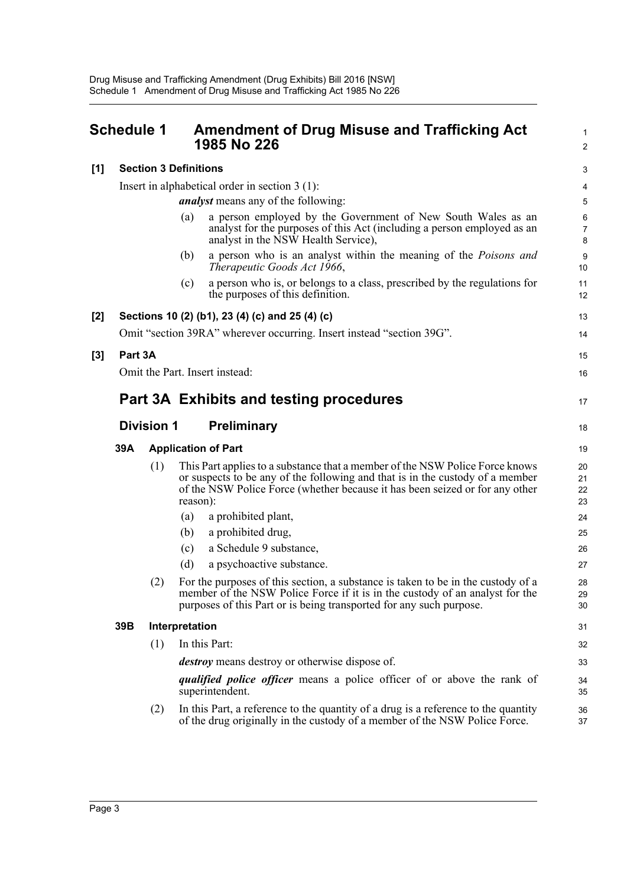# Schedule 1 Amendment of Drug Misuse and Trafficking Act 1985 No 226

**[1] Section 3 Definitions**

Insert in alphabetical order in section 3 (1):

***analyst*** means any of the following:

(a) a person employed by the Government of New South Wales as an analyst for the purposes of this Act (including a person employed as an analyst in the NSW Health Service),

(b) a person who is an analyst within the meaning of the *Poisons and Therapeutic Goods Act 1966*,

(c) a person who is, or belongs to a class, prescribed by the regulations for the purposes of this definition.

**[2] Sections 10 (2) (b1), 23 (4) (c) and 25 (4) (c)**

Omit "section 39RA" wherever occurring. Insert instead "section 39G".

**[3] Part 3A**

Omit the Part. Insert instead:

## Part 3A Exhibits and testing procedures

### Division 1 Preliminary

**39A Application of Part**

(1) This Part applies to a substance that a member of the NSW Police Force knows or suspects to be any of the following and that is in the custody of a member of the NSW Police Force (whether because it has been seized or for any other reason):

(a) a prohibited plant,

(b) a prohibited drug,

(c) a Schedule 9 substance,

(d) a psychoactive substance.

(2) For the purposes of this section, a substance is taken to be in the custody of a member of the NSW Police Force if it is in the custody of an analyst for the purposes of this Part or is being transported for any such purpose.

**39B Interpretation**

(1) In this Part:

***destroy*** means destroy or otherwise dispose of.

***qualified police officer*** means a police officer of or above the rank of superintendent.

(2) In this Part, a reference to the quantity of a drug is a reference to the quantity of the drug originally in the custody of a member of the NSW Police Force.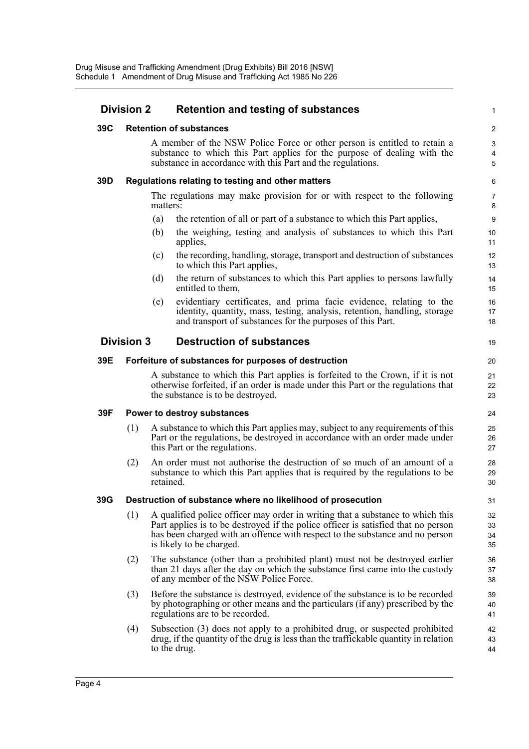## Division 2 Retention and testing of substances

### 39C Retention of substances

A member of the NSW Police Force or other person is entitled to retain a substance to which this Part applies for the purpose of dealing with the substance in accordance with this Part and the regulations.

### 39D Regulations relating to testing and other matters

The regulations may make provision for or with respect to the following matters:

(a) the retention of all or part of a substance to which this Part applies,

(b) the weighing, testing and analysis of substances to which this Part applies,

(c) the recording, handling, storage, transport and destruction of substances to which this Part applies,

(d) the return of substances to which this Part applies to persons lawfully entitled to them,

(e) evidentiary certificates, and prima facie evidence, relating to the identity, quantity, mass, testing, analysis, retention, handling, storage and transport of substances for the purposes of this Part.

## Division 3 Destruction of substances

### 39E Forfeiture of substances for purposes of destruction

A substance to which this Part applies is forfeited to the Crown, if it is not otherwise forfeited, if an order is made under this Part or the regulations that the substance is to be destroyed.

### 39F Power to destroy substances

(1) A substance to which this Part applies may, subject to any requirements of this Part or the regulations, be destroyed in accordance with an order made under this Part or the regulations.

(2) An order must not authorise the destruction of so much of an amount of a substance to which this Part applies that is required by the regulations to be retained.

### 39G Destruction of substance where no likelihood of prosecution

(1) A qualified police officer may order in writing that a substance to which this Part applies is to be destroyed if the police officer is satisfied that no person has been charged with an offence with respect to the substance and no person is likely to be charged.

(2) The substance (other than a prohibited plant) must not be destroyed earlier than 21 days after the day on which the substance first came into the custody of any member of the NSW Police Force.

(3) Before the substance is destroyed, evidence of the substance is to be recorded by photographing or other means and the particulars (if any) prescribed by the regulations are to be recorded.

(4) Subsection (3) does not apply to a prohibited drug, or suspected prohibited drug, if the quantity of the drug is less than the traffickable quantity in relation to the drug.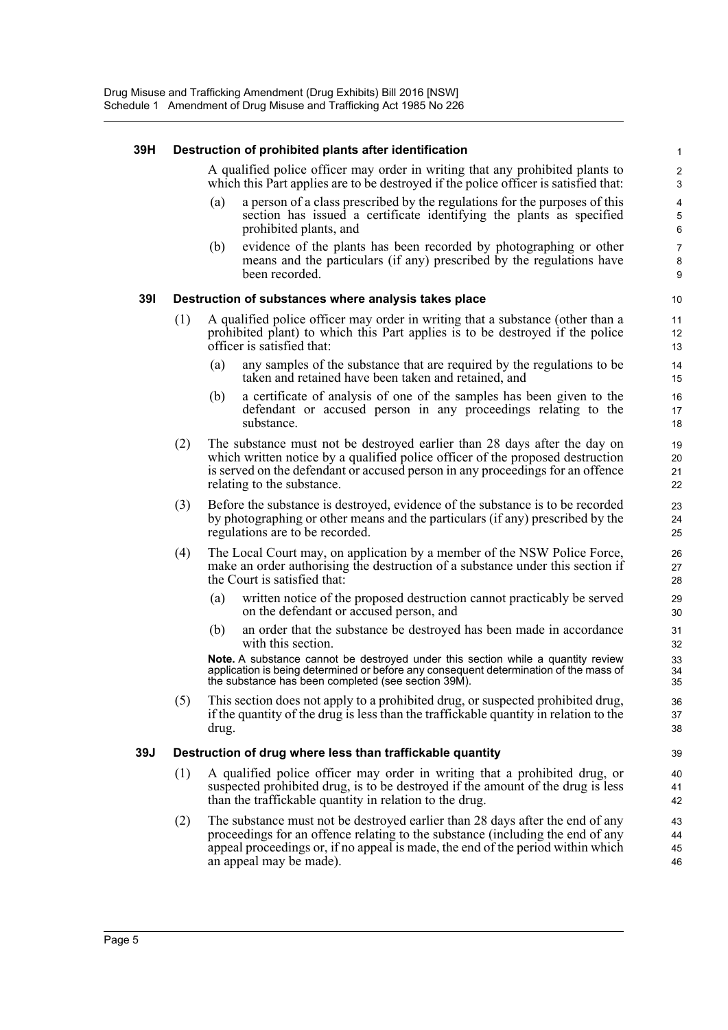### 39H Destruction of prohibited plants after identification

A qualified police officer may order in writing that any prohibited plants to which this Part applies are to be destroyed if the police officer is satisfied that:

(a) a person of a class prescribed by the regulations for the purposes of this section has issued a certificate identifying the plants as specified prohibited plants, and

(b) evidence of the plants has been recorded by photographing or other means and the particulars (if any) prescribed by the regulations have been recorded.

### 39I Destruction of substances where analysis takes place

(1) A qualified police officer may order in writing that a substance (other than a prohibited plant) to which this Part applies is to be destroyed if the police officer is satisfied that:

(a) any samples of the substance that are required by the regulations to be taken and retained have been taken and retained, and

(b) a certificate of analysis of one of the samples has been given to the defendant or accused person in any proceedings relating to the substance.

(2) The substance must not be destroyed earlier than 28 days after the day on which written notice by a qualified police officer of the proposed destruction is served on the defendant or accused person in any proceedings for an offence relating to the substance.

(3) Before the substance is destroyed, evidence of the substance is to be recorded by photographing or other means and the particulars (if any) prescribed by the regulations are to be recorded.

(4) The Local Court may, on application by a member of the NSW Police Force, make an order authorising the destruction of a substance under this section if the Court is satisfied that:

(a) written notice of the proposed destruction cannot practicably be served on the defendant or accused person, and

(b) an order that the substance be destroyed has been made in accordance with this section.

**Note.** A substance cannot be destroyed under this section while a quantity review application is being determined or before any consequent determination of the mass of the substance has been completed (see section 39M).

(5) This section does not apply to a prohibited drug, or suspected prohibited drug, if the quantity of the drug is less than the traffickable quantity in relation to the drug.

### 39J Destruction of drug where less than traffickable quantity

(1) A qualified police officer may order in writing that a prohibited drug, or suspected prohibited drug, is to be destroyed if the amount of the drug is less than the traffickable quantity in relation to the drug.

(2) The substance must not be destroyed earlier than 28 days after the end of any proceedings for an offence relating to the substance (including the end of any appeal proceedings or, if no appeal is made, the end of the period within which an appeal may be made).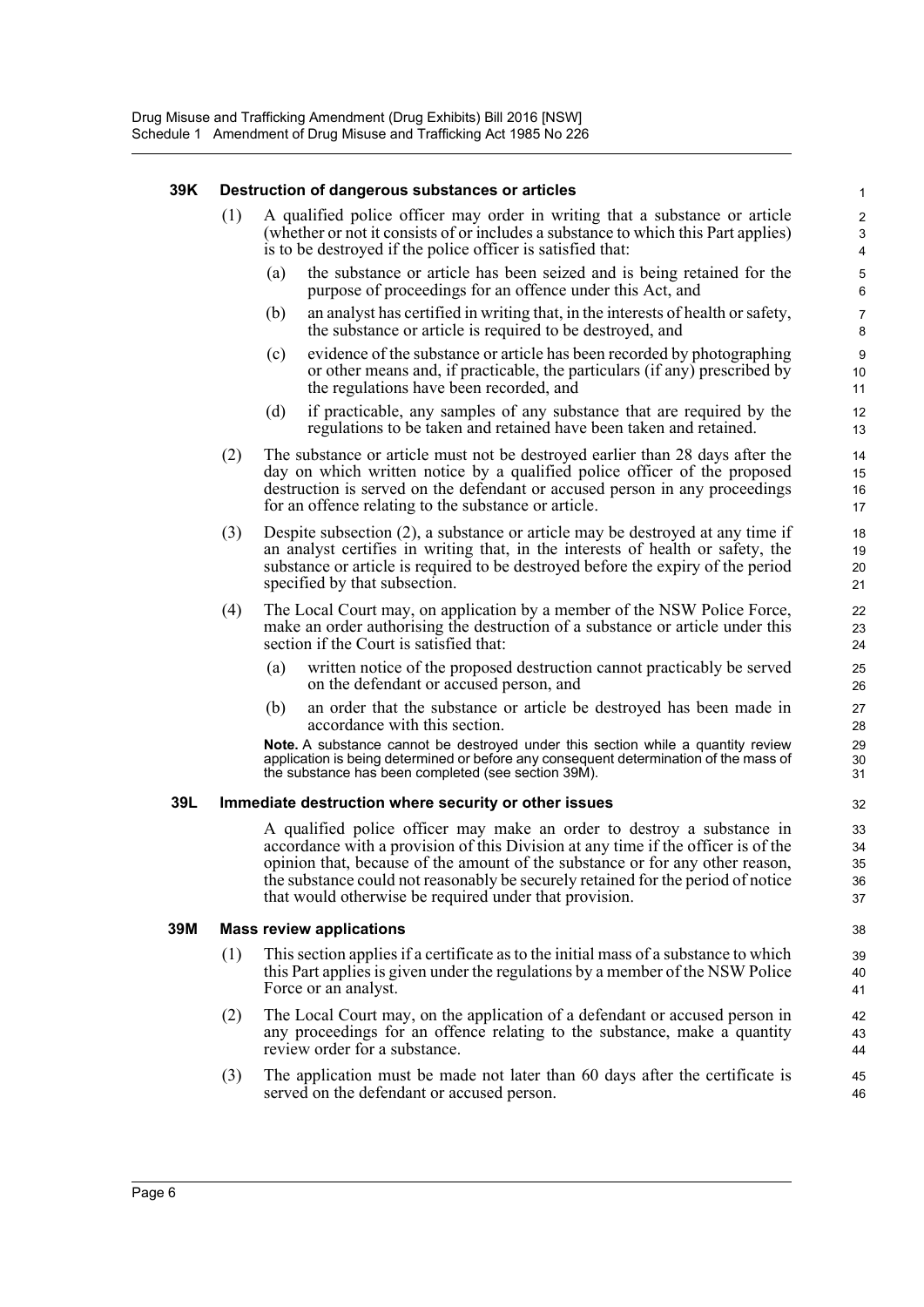### 39K Destruction of dangerous substances or articles

(1) A qualified police officer may order in writing that a substance or article (whether or not it consists of or includes a substance to which this Part applies) is to be destroyed if the police officer is satisfied that:

(a) the substance or article has been seized and is being retained for the purpose of proceedings for an offence under this Act, and

(b) an analyst has certified in writing that, in the interests of health or safety, the substance or article is required to be destroyed, and

(c) evidence of the substance or article has been recorded by photographing or other means and, if practicable, the particulars (if any) prescribed by the regulations have been recorded, and

(d) if practicable, any samples of any substance that are required by the regulations to be taken and retained have been taken and retained.

(2) The substance or article must not be destroyed earlier than 28 days after the day on which written notice by a qualified police officer of the proposed destruction is served on the defendant or accused person in any proceedings for an offence relating to the substance or article.

(3) Despite subsection (2), a substance or article may be destroyed at any time if an analyst certifies in writing that, in the interests of health or safety, the substance or article is required to be destroyed before the expiry of the period specified by that subsection.

(4) The Local Court may, on application by a member of the NSW Police Force, make an order authorising the destruction of a substance or article under this section if the Court is satisfied that:

(a) written notice of the proposed destruction cannot practicably be served on the defendant or accused person, and

(b) an order that the substance or article be destroyed has been made in accordance with this section.

**Note.** A substance cannot be destroyed under this section while a quantity review application is being determined or before any consequent determination of the mass of the substance has been completed (see section 39M).

### 39L Immediate destruction where security or other issues

A qualified police officer may make an order to destroy a substance in accordance with a provision of this Division at any time if the officer is of the opinion that, because of the amount of the substance or for any other reason, the substance could not reasonably be securely retained for the period of notice that would otherwise be required under that provision.

### 39M Mass review applications

(1) This section applies if a certificate as to the initial mass of a substance to which this Part applies is given under the regulations by a member of the NSW Police Force or an analyst.

(2) The Local Court may, on the application of a defendant or accused person in any proceedings for an offence relating to the substance, make a quantity review order for a substance.

(3) The application must be made not later than 60 days after the certificate is served on the defendant or accused person.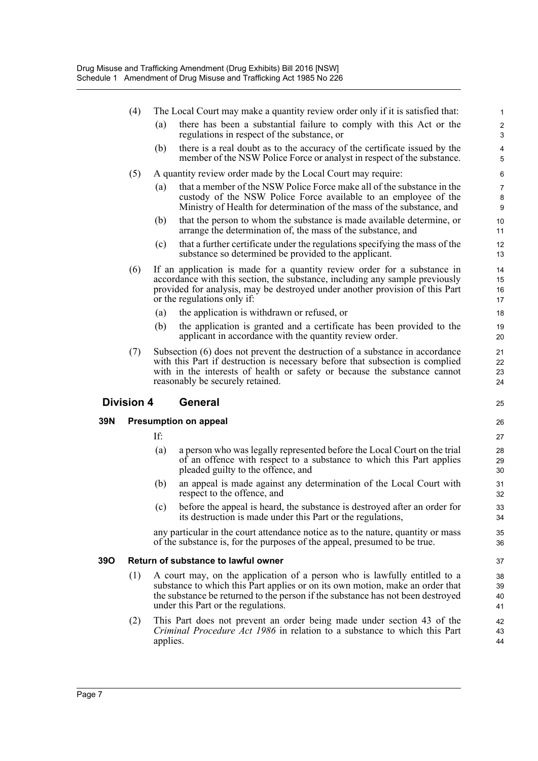(4) The Local Court may make a quantity review order only if it is satisfied that:

(a) there has been a substantial failure to comply with this Act or the regulations in respect of the substance, or

(b) there is a real doubt as to the accuracy of the certificate issued by the member of the NSW Police Force or analyst in respect of the substance.

(5) A quantity review order made by the Local Court may require:

(a) that a member of the NSW Police Force make all of the substance in the custody of the NSW Police Force available to an employee of the Ministry of Health for determination of the mass of the substance, and

(b) that the person to whom the substance is made available determine, or arrange the determination of, the mass of the substance, and

(c) that a further certificate under the regulations specifying the mass of the substance so determined be provided to the applicant.

(6) If an application is made for a quantity review order for a substance in accordance with this section, the substance, including any sample previously provided for analysis, may be destroyed under another provision of this Part or the regulations only if:

(a) the application is withdrawn or refused, or

(b) the application is granted and a certificate has been provided to the applicant in accordance with the quantity review order.

(7) Subsection (6) does not prevent the destruction of a substance in accordance with this Part if destruction is necessary before that subsection is complied with in the interests of health or safety or because the substance cannot reasonably be securely retained.

## Division 4 General

### 39N Presumption on appeal

If:

(a) a person who was legally represented before the Local Court on the trial of an offence with respect to a substance to which this Part applies pleaded guilty to the offence, and

(b) an appeal is made against any determination of the Local Court with respect to the offence, and

(c) before the appeal is heard, the substance is destroyed after an order for its destruction is made under this Part or the regulations,

any particular in the court attendance notice as to the nature, quantity or mass of the substance is, for the purposes of the appeal, presumed to be true.

### 39O Return of substance to lawful owner

(1) A court may, on the application of a person who is lawfully entitled to a substance to which this Part applies or on its own motion, make an order that the substance be returned to the person if the substance has not been destroyed under this Part or the regulations.

(2) This Part does not prevent an order being made under section 43 of the *Criminal Procedure Act 1986* in relation to a substance to which this Part applies.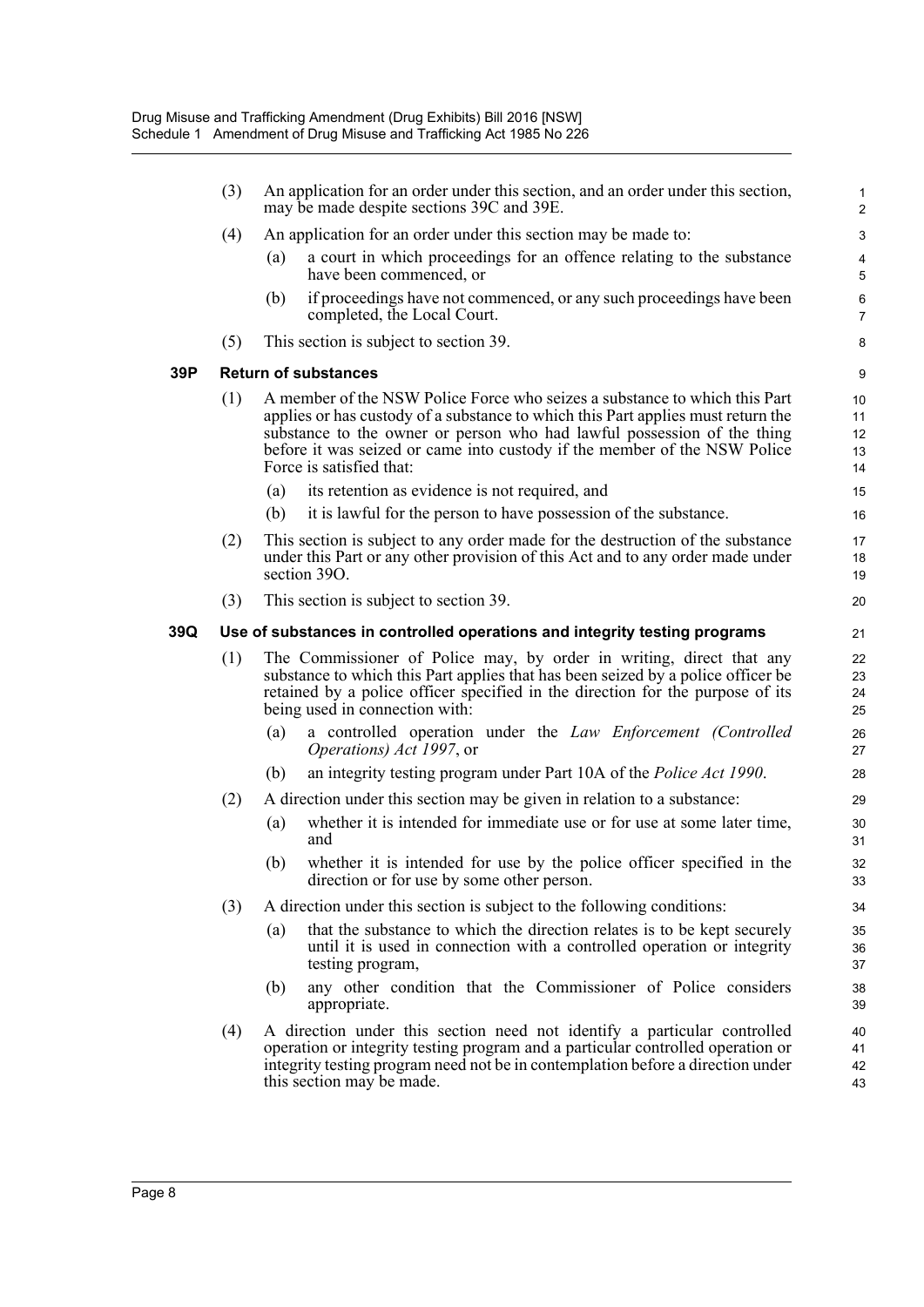(3) An application for an order under this section, and an order under this section, may be made despite sections 39C and 39E.

(4) An application for an order under this section may be made to:

(a) a court in which proceedings for an offence relating to the substance have been commenced, or

(b) if proceedings have not commenced, or any such proceedings have been completed, the Local Court.

(5) This section is subject to section 39.

### 39P Return of substances

(1) A member of the NSW Police Force who seizes a substance to which this Part applies or has custody of a substance to which this Part applies must return the substance to the owner or person who had lawful possession of the thing before it was seized or came into custody if the member of the NSW Police Force is satisfied that:

(a) its retention as evidence is not required, and

(b) it is lawful for the person to have possession of the substance.

(2) This section is subject to any order made for the destruction of the substance under this Part or any other provision of this Act and to any order made under section 39O.

(3) This section is subject to section 39.

### 39Q Use of substances in controlled operations and integrity testing programs

(1) The Commissioner of Police may, by order in writing, direct that any substance to which this Part applies that has been seized by a police officer be retained by a police officer specified in the direction for the purpose of its being used in connection with:

(a) a controlled operation under the *Law Enforcement (Controlled Operations) Act 1997*, or

(b) an integrity testing program under Part 10A of the *Police Act 1990*.

(2) A direction under this section may be given in relation to a substance:

(a) whether it is intended for immediate use or for use at some later time, and

(b) whether it is intended for use by the police officer specified in the direction or for use by some other person.

(3) A direction under this section is subject to the following conditions:

(a) that the substance to which the direction relates is to be kept securely until it is used in connection with a controlled operation or integrity testing program,

(b) any other condition that the Commissioner of Police considers appropriate.

(4) A direction under this section need not identify a particular controlled operation or integrity testing program and a particular controlled operation or integrity testing program need not be in contemplation before a direction under this section may be made.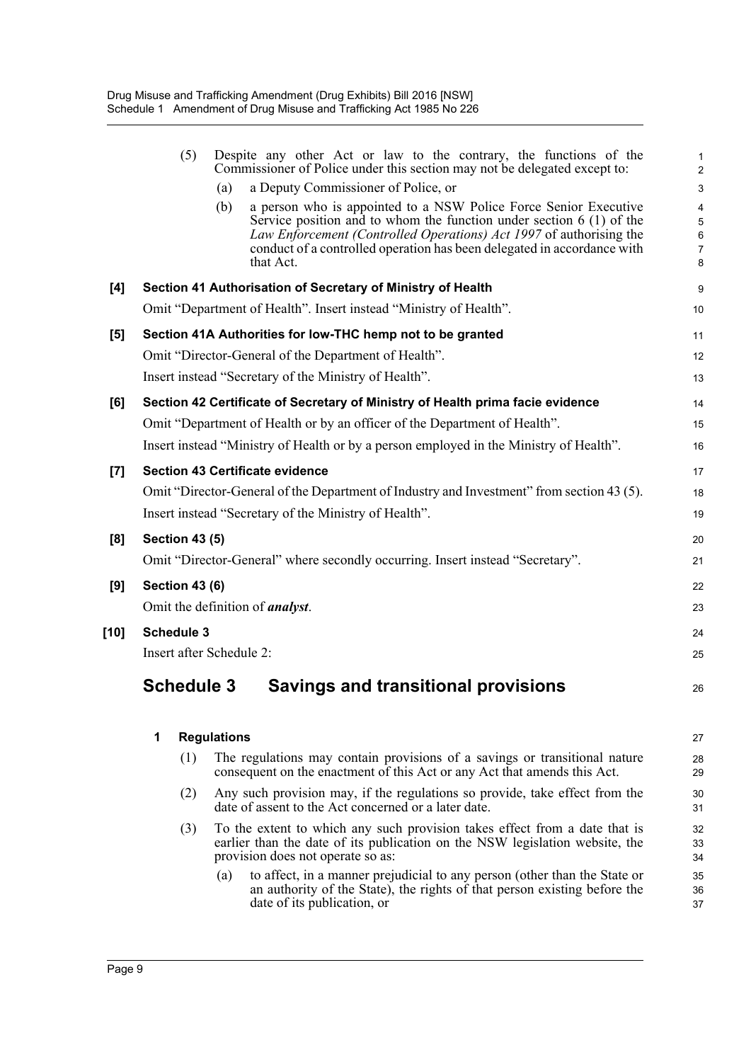(5) Despite any other Act or law to the contrary, the functions of the Commissioner of Police under this section may not be delegated except to:

(a) a Deputy Commissioner of Police, or

(b) a person who is appointed to a NSW Police Force Senior Executive Service position and to whom the function under section 6 (1) of the *Law Enforcement (Controlled Operations) Act 1997* of authorising the conduct of a controlled operation has been delegated in accordance with that Act.

**[4] Section 41 Authorisation of Secretary of Ministry of Health**

Omit "Department of Health". Insert instead "Ministry of Health".

**[5] Section 41A Authorities for low-THC hemp not to be granted**

Omit "Director-General of the Department of Health".

Insert instead "Secretary of the Ministry of Health".

**[6] Section 42 Certificate of Secretary of Ministry of Health prima facie evidence**

Omit "Department of Health or by an officer of the Department of Health".

Insert instead "Ministry of Health or by a person employed in the Ministry of Health".

**[7] Section 43 Certificate evidence**

Omit "Director-General of the Department of Industry and Investment" from section 43 (5).

Insert instead "Secretary of the Ministry of Health".

**[8] Section 43 (5)**

Omit "Director-General" where secondly occurring. Insert instead "Secretary".

**[9] Section 43 (6)**

Omit the definition of ***analyst***.

**[10] Schedule 3**

Insert after Schedule 2:

## Schedule 3 Savings and transitional provisions

**1 Regulations**

(1) The regulations may contain provisions of a savings or transitional nature consequent on the enactment of this Act or any Act that amends this Act.

(2) Any such provision may, if the regulations so provide, take effect from the date of assent to the Act concerned or a later date.

(3) To the extent to which any such provision takes effect from a date that is earlier than the date of its publication on the NSW legislation website, the provision does not operate so as:

(a) to affect, in a manner prejudicial to any person (other than the State or an authority of the State), the rights of that person existing before the date of its publication, or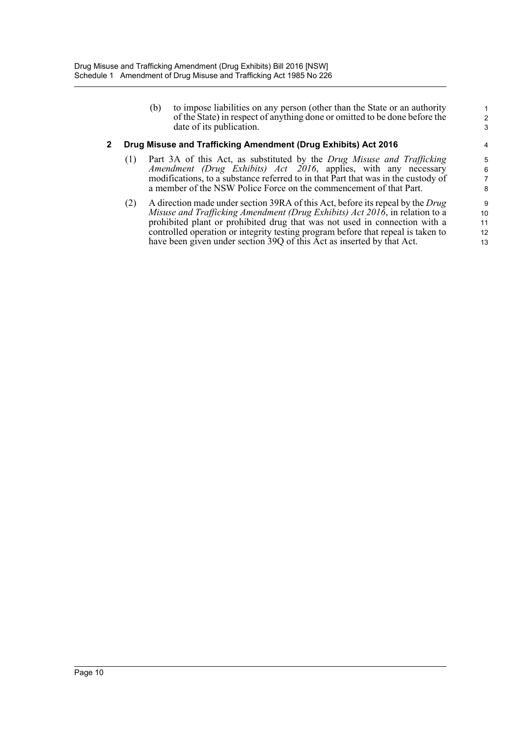(b) to impose liabilities on any person (other than the State or an authority of the State) in respect of anything done or omitted to be done before the date of its publication.

### 2 Drug Misuse and Trafficking Amendment (Drug Exhibits) Act 2016

(1) Part 3A of this Act, as substituted by the *Drug Misuse and Trafficking Amendment (Drug Exhibits) Act 2016*, applies, with any necessary modifications, to a substance referred to in that Part that was in the custody of a member of the NSW Police Force on the commencement of that Part.

(2) A direction made under section 39RA of this Act, before its repeal by the *Drug Misuse and Trafficking Amendment (Drug Exhibits) Act 2016*, in relation to a prohibited plant or prohibited drug that was not used in connection with a controlled operation or integrity testing program before that repeal is taken to have been given under section 39Q of this Act as inserted by that Act.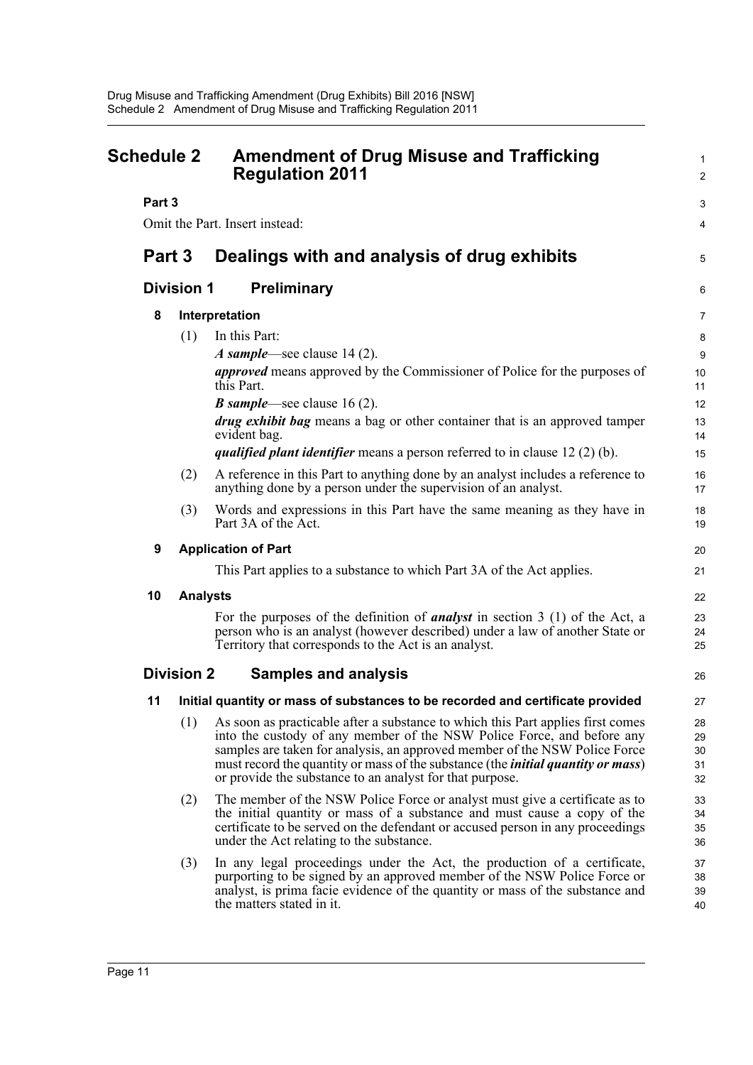# Schedule 2 Amendment of Drug Misuse and Trafficking Regulation 2011

**Part 3**

Omit the Part. Insert instead:

## Part 3 Dealings with and analysis of drug exhibits

### Division 1 Preliminary

**8 Interpretation**

(1) In this Part:

***A sample***—see clause 14 (2).

***approved*** means approved by the Commissioner of Police for the purposes of this Part.

***B sample***—see clause 16 (2).

***drug exhibit bag*** means a bag or other container that is an approved tamper evident bag.

***qualified plant identifier*** means a person referred to in clause 12 (2) (b).

(2) A reference in this Part to anything done by an analyst includes a reference to anything done by a person under the supervision of an analyst.

(3) Words and expressions in this Part have the same meaning as they have in Part 3A of the Act.

**9 Application of Part**

This Part applies to a substance to which Part 3A of the Act applies.

**10 Analysts**

For the purposes of the definition of ***analyst*** in section 3 (1) of the Act, a person who is an analyst (however described) under a law of another State or Territory that corresponds to the Act is an analyst.

### Division 2 Samples and analysis

**11 Initial quantity or mass of substances to be recorded and certificate provided**

(1) As soon as practicable after a substance to which this Part applies first comes into the custody of any member of the NSW Police Force, and before any samples are taken for analysis, an approved member of the NSW Police Force must record the quantity or mass of the substance (the ***initial quantity or mass***) or provide the substance to an analyst for that purpose.

(2) The member of the NSW Police Force or analyst must give a certificate as to the initial quantity or mass of a substance and must cause a copy of the certificate to be served on the defendant or accused person in any proceedings under the Act relating to the substance.

(3) In any legal proceedings under the Act, the production of a certificate, purporting to be signed by an approved member of the NSW Police Force or analyst, is prima facie evidence of the quantity or mass of the substance and the matters stated in it.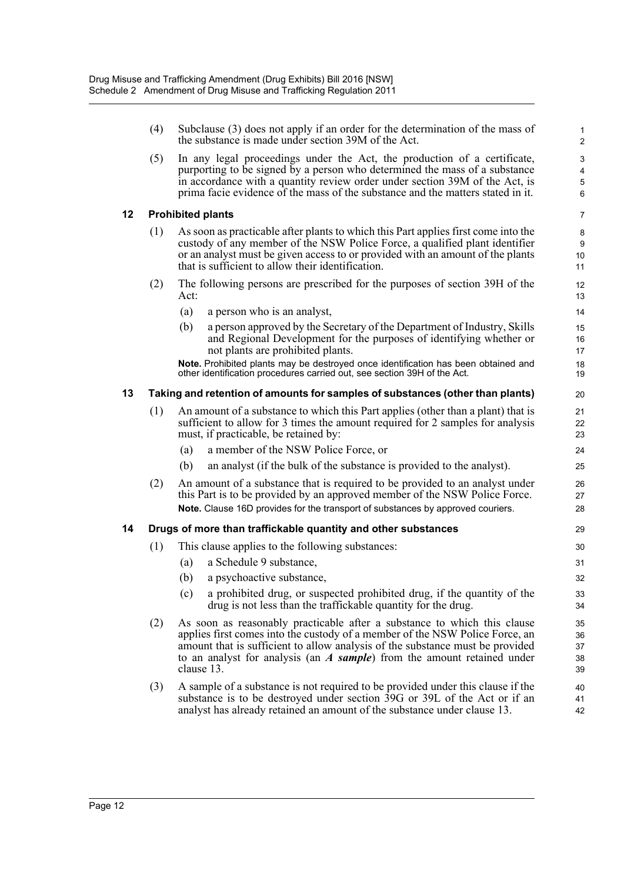(4) Subclause (3) does not apply if an order for the determination of the mass of the substance is made under section 39M of the Act.

(5) In any legal proceedings under the Act, the production of a certificate, purporting to be signed by a person who determined the mass of a substance in accordance with a quantity review order under section 39M of the Act, is prima facie evidence of the mass of the substance and the matters stated in it.

### 12 Prohibited plants

(1) As soon as practicable after plants to which this Part applies first come into the custody of any member of the NSW Police Force, a qualified plant identifier or an analyst must be given access to or provided with an amount of the plants that is sufficient to allow their identification.

(2) The following persons are prescribed for the purposes of section 39H of the Act:

- (a) a person who is an analyst,
- (b) a person approved by the Secretary of the Department of Industry, Skills and Regional Development for the purposes of identifying whether or not plants are prohibited plants.

**Note.** Prohibited plants may be destroyed once identification has been obtained and other identification procedures carried out, see section 39H of the Act.

### 13 Taking and retention of amounts for samples of substances (other than plants)

(1) An amount of a substance to which this Part applies (other than a plant) that is sufficient to allow for 3 times the amount required for 2 samples for analysis must, if practicable, be retained by:

- (a) a member of the NSW Police Force, or
- (b) an analyst (if the bulk of the substance is provided to the analyst).

(2) An amount of a substance that is required to be provided to an analyst under this Part is to be provided by an approved member of the NSW Police Force.

**Note.** Clause 16D provides for the transport of substances by approved couriers.

### 14 Drugs of more than traffickable quantity and other substances

(1) This clause applies to the following substances:

- (a) a Schedule 9 substance,
- (b) a psychoactive substance,
- (c) a prohibited drug, or suspected prohibited drug, if the quantity of the drug is not less than the traffickable quantity for the drug.

(2) As soon as reasonably practicable after a substance to which this clause applies first comes into the custody of a member of the NSW Police Force, an amount that is sufficient to allow analysis of the substance must be provided to an analyst for analysis (an ***A sample***) from the amount retained under clause 13.

(3) A sample of a substance is not required to be provided under this clause if the substance is to be destroyed under section 39G or 39L of the Act or if an analyst has already retained an amount of the substance under clause 13.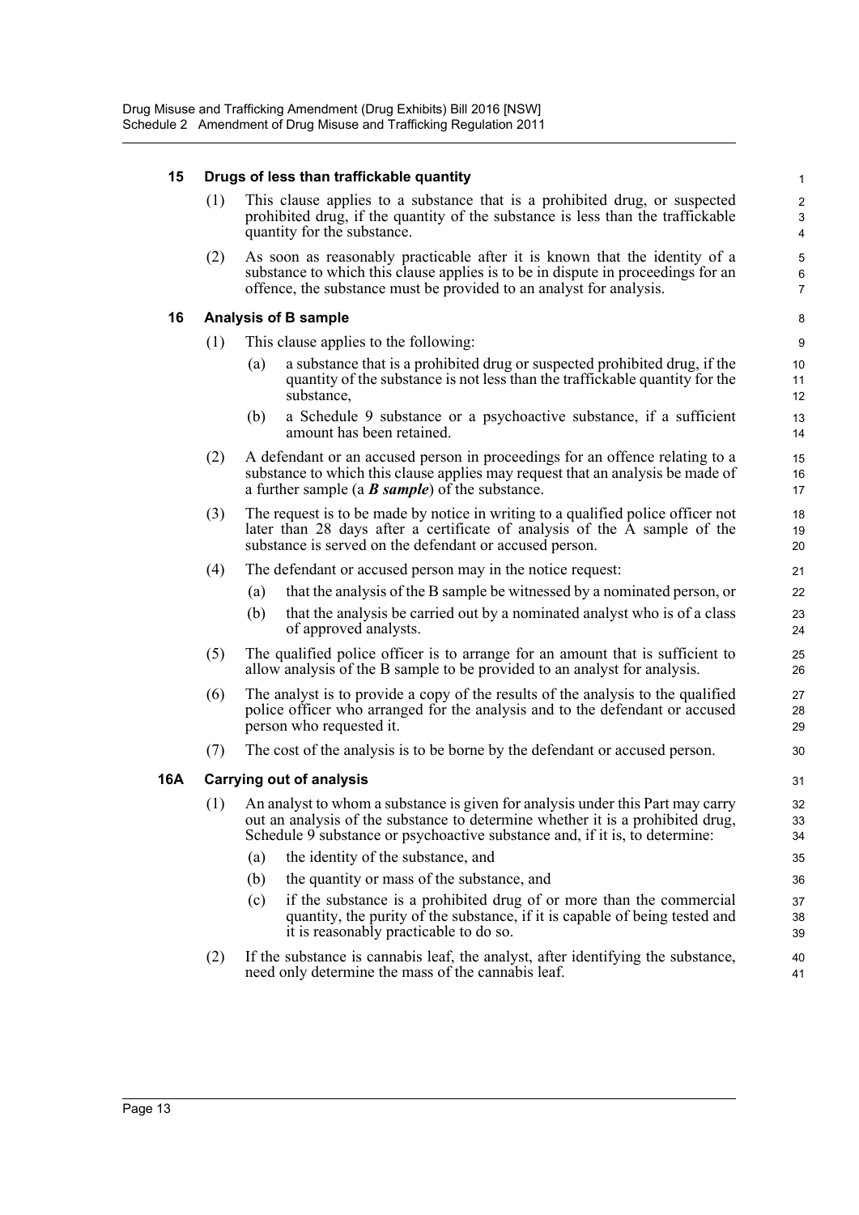**15 Drugs of less than traffickable quantity**

(1) This clause applies to a substance that is a prohibited drug, or suspected prohibited drug, if the quantity of the substance is less than the traffickable quantity for the substance.

(2) As soon as reasonably practicable after it is known that the identity of a substance to which this clause applies is to be in dispute in proceedings for an offence, the substance must be provided to an analyst for analysis.

**16 Analysis of B sample**

(1) This clause applies to the following:

(a) a substance that is a prohibited drug or suspected prohibited drug, if the quantity of the substance is not less than the traffickable quantity for the substance,

(b) a Schedule 9 substance or a psychoactive substance, if a sufficient amount has been retained.

(2) A defendant or an accused person in proceedings for an offence relating to a substance to which this clause applies may request that an analysis be made of a further sample (a ***B sample***) of the substance.

(3) The request is to be made by notice in writing to a qualified police officer not later than 28 days after a certificate of analysis of the A sample of the substance is served on the defendant or accused person.

(4) The defendant or accused person may in the notice request:

(a) that the analysis of the B sample be witnessed by a nominated person, or

(b) that the analysis be carried out by a nominated analyst who is of a class of approved analysts.

(5) The qualified police officer is to arrange for an amount that is sufficient to allow analysis of the B sample to be provided to an analyst for analysis.

(6) The analyst is to provide a copy of the results of the analysis to the qualified police officer who arranged for the analysis and to the defendant or accused person who requested it.

(7) The cost of the analysis is to be borne by the defendant or accused person.

**16A Carrying out of analysis**

(1) An analyst to whom a substance is given for analysis under this Part may carry out an analysis of the substance to determine whether it is a prohibited drug, Schedule 9 substance or psychoactive substance and, if it is, to determine:

(a) the identity of the substance, and

(b) the quantity or mass of the substance, and

(c) if the substance is a prohibited drug of or more than the commercial quantity, the purity of the substance, if it is capable of being tested and it is reasonably practicable to do so.

(2) If the substance is cannabis leaf, the analyst, after identifying the substance, need only determine the mass of the cannabis leaf.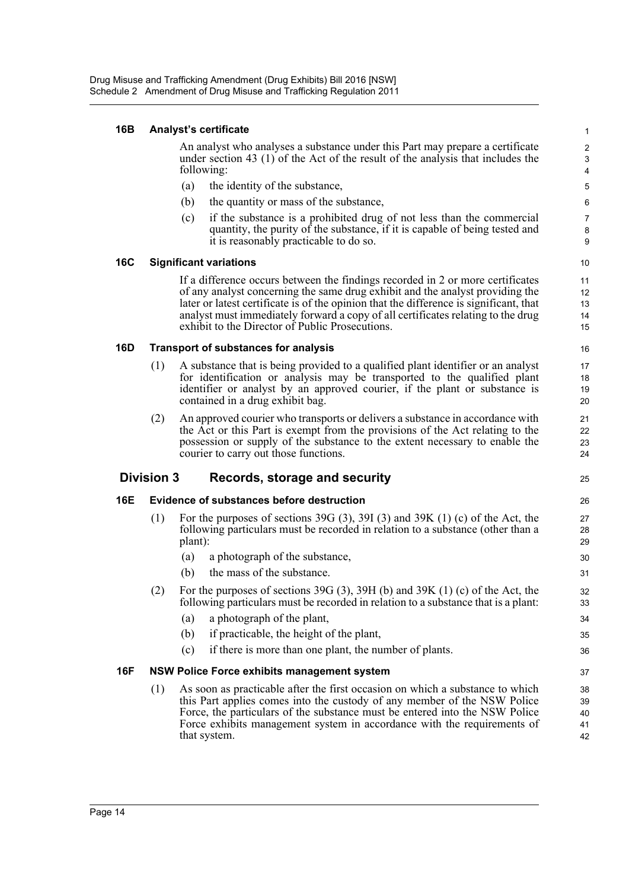#### 16B Analyst's certificate

An analyst who analyses a substance under this Part may prepare a certificate under section 43 (1) of the Act of the result of the analysis that includes the following:

(a) the identity of the substance,

(b) the quantity or mass of the substance,

(c) if the substance is a prohibited drug of not less than the commercial quantity, the purity of the substance, if it is capable of being tested and it is reasonably practicable to do so.

#### 16C Significant variations

If a difference occurs between the findings recorded in 2 or more certificates of any analyst concerning the same drug exhibit and the analyst providing the later or latest certificate is of the opinion that the difference is significant, that analyst must immediately forward a copy of all certificates relating to the drug exhibit to the Director of Public Prosecutions.

#### 16D Transport of substances for analysis

(1) A substance that is being provided to a qualified plant identifier or an analyst for identification or analysis may be transported to the qualified plant identifier or analyst by an approved courier, if the plant or substance is contained in a drug exhibit bag.

(2) An approved courier who transports or delivers a substance in accordance with the Act or this Part is exempt from the provisions of the Act relating to the possession or supply of the substance to the extent necessary to enable the courier to carry out those functions.

### Division 3 Records, storage and security

#### 16E Evidence of substances before destruction

(1) For the purposes of sections 39G (3), 39I (3) and 39K (1) (c) of the Act, the following particulars must be recorded in relation to a substance (other than a plant):

(a) a photograph of the substance,

(b) the mass of the substance.

(2) For the purposes of sections 39G (3), 39H (b) and 39K (1) (c) of the Act, the following particulars must be recorded in relation to a substance that is a plant:

(a) a photograph of the plant,

(b) if practicable, the height of the plant,

(c) if there is more than one plant, the number of plants.

#### 16F NSW Police Force exhibits management system

(1) As soon as practicable after the first occasion on which a substance to which this Part applies comes into the custody of any member of the NSW Police Force, the particulars of the substance must be entered into the NSW Police Force exhibits management system in accordance with the requirements of that system.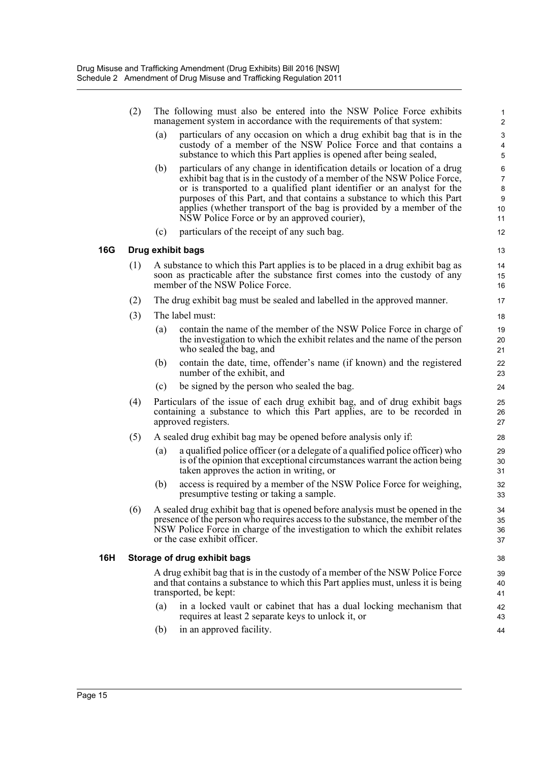(2) The following must also be entered into the NSW Police Force exhibits management system in accordance with the requirements of that system:

(a) particulars of any occasion on which a drug exhibit bag that is in the custody of a member of the NSW Police Force and that contains a substance to which this Part applies is opened after being sealed,

(b) particulars of any change in identification details or location of a drug exhibit bag that is in the custody of a member of the NSW Police Force, or is transported to a qualified plant identifier or an analyst for the purposes of this Part, and that contains a substance to which this Part applies (whether transport of the bag is provided by a member of the NSW Police Force or by an approved courier),

(c) particulars of the receipt of any such bag.

**16G Drug exhibit bags**

(1) A substance to which this Part applies is to be placed in a drug exhibit bag as soon as practicable after the substance first comes into the custody of any member of the NSW Police Force.

(2) The drug exhibit bag must be sealed and labelled in the approved manner.

(3) The label must:

(a) contain the name of the member of the NSW Police Force in charge of the investigation to which the exhibit relates and the name of the person who sealed the bag, and

(b) contain the date, time, offender's name (if known) and the registered number of the exhibit, and

(c) be signed by the person who sealed the bag.

(4) Particulars of the issue of each drug exhibit bag, and of drug exhibit bags containing a substance to which this Part applies, are to be recorded in approved registers.

(5) A sealed drug exhibit bag may be opened before analysis only if:

(a) a qualified police officer (or a delegate of a qualified police officer) who is of the opinion that exceptional circumstances warrant the action being taken approves the action in writing, or

(b) access is required by a member of the NSW Police Force for weighing, presumptive testing or taking a sample.

(6) A sealed drug exhibit bag that is opened before analysis must be opened in the presence of the person who requires access to the substance, the member of the NSW Police Force in charge of the investigation to which the exhibit relates or the case exhibit officer.

**16H Storage of drug exhibit bags**

A drug exhibit bag that is in the custody of a member of the NSW Police Force and that contains a substance to which this Part applies must, unless it is being transported, be kept:

(a) in a locked vault or cabinet that has a dual locking mechanism that requires at least 2 separate keys to unlock it, or

(b) in an approved facility.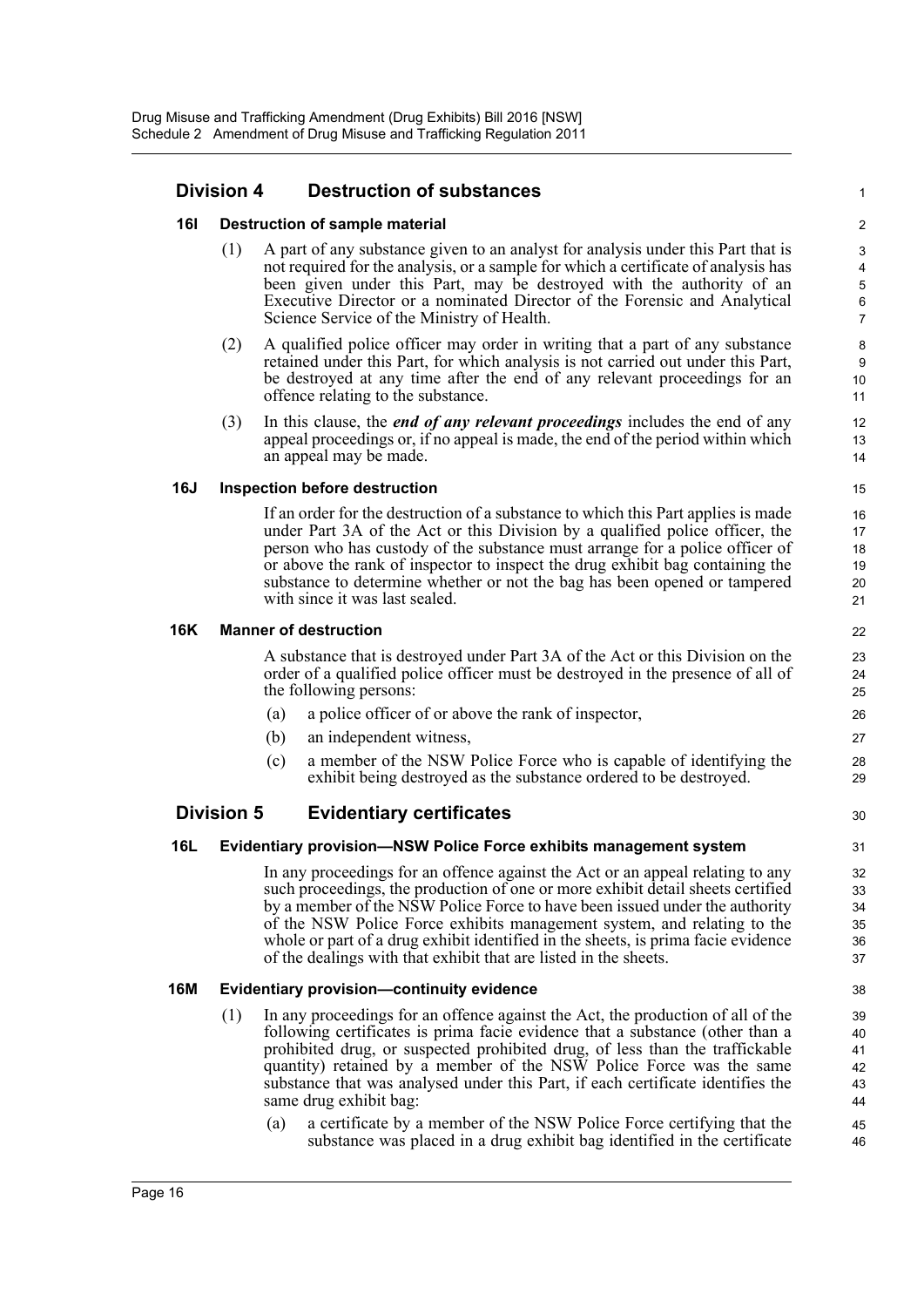## Division 4 Destruction of substances

### 16I Destruction of sample material

(1) A part of any substance given to an analyst for analysis under this Part that is not required for the analysis, or a sample for which a certificate of analysis has been given under this Part, may be destroyed with the authority of an Executive Director or a nominated Director of the Forensic and Analytical Science Service of the Ministry of Health.

(2) A qualified police officer may order in writing that a part of any substance retained under this Part, for which analysis is not carried out under this Part, be destroyed at any time after the end of any relevant proceedings for an offence relating to the substance.

(3) In this clause, the ***end of any relevant proceedings*** includes the end of any appeal proceedings or, if no appeal is made, the end of the period within which an appeal may be made.

### 16J Inspection before destruction

If an order for the destruction of a substance to which this Part applies is made under Part 3A of the Act or this Division by a qualified police officer, the person who has custody of the substance must arrange for a police officer of or above the rank of inspector to inspect the drug exhibit bag containing the substance to determine whether or not the bag has been opened or tampered with since it was last sealed.

### 16K Manner of destruction

A substance that is destroyed under Part 3A of the Act or this Division on the order of a qualified police officer must be destroyed in the presence of all of the following persons:

(a) a police officer of or above the rank of inspector,

(b) an independent witness,

(c) a member of the NSW Police Force who is capable of identifying the exhibit being destroyed as the substance ordered to be destroyed.

## Division 5 Evidentiary certificates

### 16L Evidentiary provision—NSW Police Force exhibits management system

In any proceedings for an offence against the Act or an appeal relating to any such proceedings, the production of one or more exhibit detail sheets certified by a member of the NSW Police Force to have been issued under the authority of the NSW Police Force exhibits management system, and relating to the whole or part of a drug exhibit identified in the sheets, is prima facie evidence of the dealings with that exhibit that are listed in the sheets.

### 16M Evidentiary provision—continuity evidence

(1) In any proceedings for an offence against the Act, the production of all of the following certificates is prima facie evidence that a substance (other than a prohibited drug, or suspected prohibited drug, of less than the traffickable quantity) retained by a member of the NSW Police Force was the same substance that was analysed under this Part, if each certificate identifies the same drug exhibit bag:

(a) a certificate by a member of the NSW Police Force certifying that the substance was placed in a drug exhibit bag identified in the certificate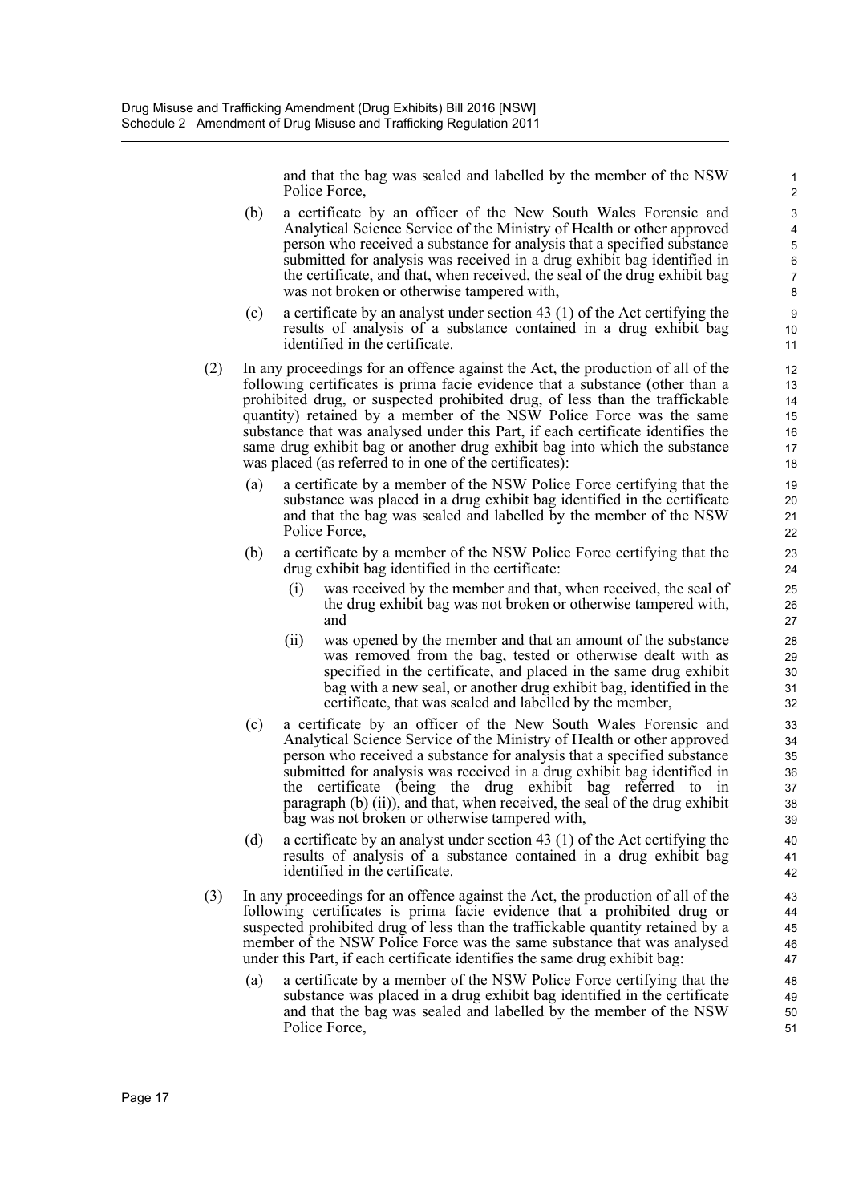and that the bag was sealed and labelled by the member of the NSW Police Force,

(b) a certificate by an officer of the New South Wales Forensic and Analytical Science Service of the Ministry of Health or other approved person who received a substance for analysis that a specified substance submitted for analysis was received in a drug exhibit bag identified in the certificate, and that, when received, the seal of the drug exhibit bag was not broken or otherwise tampered with,

(c) a certificate by an analyst under section 43 (1) of the Act certifying the results of analysis of a substance contained in a drug exhibit bag identified in the certificate.

(2) In any proceedings for an offence against the Act, the production of all of the following certificates is prima facie evidence that a substance (other than a prohibited drug, or suspected prohibited drug, of less than the traffickable quantity) retained by a member of the NSW Police Force was the same substance that was analysed under this Part, if each certificate identifies the same drug exhibit bag or another drug exhibit bag into which the substance was placed (as referred to in one of the certificates):

(a) a certificate by a member of the NSW Police Force certifying that the substance was placed in a drug exhibit bag identified in the certificate and that the bag was sealed and labelled by the member of the NSW Police Force,

(b) a certificate by a member of the NSW Police Force certifying that the drug exhibit bag identified in the certificate:

(i) was received by the member and that, when received, the seal of the drug exhibit bag was not broken or otherwise tampered with, and

(ii) was opened by the member and that an amount of the substance was removed from the bag, tested or otherwise dealt with as specified in the certificate, and placed in the same drug exhibit bag with a new seal, or another drug exhibit bag, identified in the certificate, that was sealed and labelled by the member,

(c) a certificate by an officer of the New South Wales Forensic and Analytical Science Service of the Ministry of Health or other approved person who received a substance for analysis that a specified substance submitted for analysis was received in a drug exhibit bag identified in the certificate (being the drug exhibit bag referred to in paragraph (b) (ii)), and that, when received, the seal of the drug exhibit bag was not broken or otherwise tampered with,

(d) a certificate by an analyst under section 43 (1) of the Act certifying the results of analysis of a substance contained in a drug exhibit bag identified in the certificate.

(3) In any proceedings for an offence against the Act, the production of all of the following certificates is prima facie evidence that a prohibited drug or suspected prohibited drug of less than the traffickable quantity retained by a member of the NSW Police Force was the same substance that was analysed under this Part, if each certificate identifies the same drug exhibit bag:

(a) a certificate by a member of the NSW Police Force certifying that the substance was placed in a drug exhibit bag identified in the certificate and that the bag was sealed and labelled by the member of the NSW Police Force,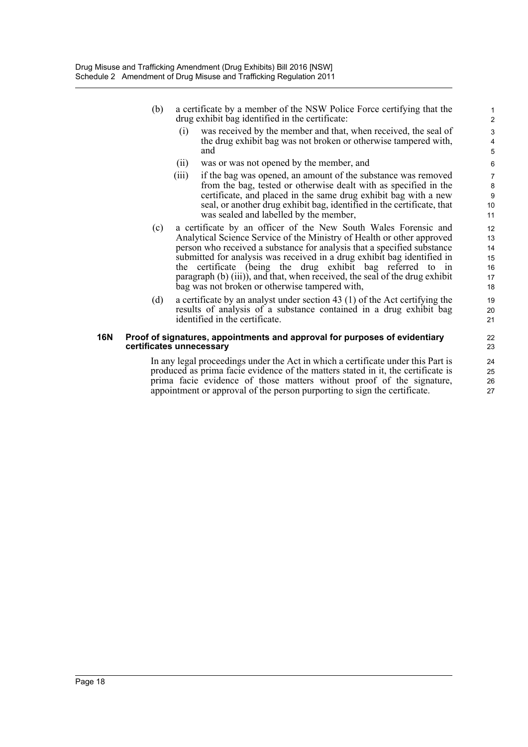(b) a certificate by a member of the NSW Police Force certifying that the drug exhibit bag identified in the certificate:

  (i) was received by the member and that, when received, the seal of the drug exhibit bag was not broken or otherwise tampered with, and

  (ii) was or was not opened by the member, and

  (iii) if the bag was opened, an amount of the substance was removed from the bag, tested or otherwise dealt with as specified in the certificate, and placed in the same drug exhibit bag with a new seal, or another drug exhibit bag, identified in the certificate, that was sealed and labelled by the member,

(c) a certificate by an officer of the New South Wales Forensic and Analytical Science Service of the Ministry of Health or other approved person who received a substance for analysis that a specified substance submitted for analysis was received in a drug exhibit bag identified in the certificate (being the drug exhibit bag referred to in paragraph (b) (iii)), and that, when received, the seal of the drug exhibit bag was not broken or otherwise tampered with,

(d) a certificate by an analyst under section 43 (1) of the Act certifying the results of analysis of a substance contained in a drug exhibit bag identified in the certificate.

**16N Proof of signatures, appointments and approval for purposes of evidentiary certificates unnecessary**

In any legal proceedings under the Act in which a certificate under this Part is produced as prima facie evidence of the matters stated in it, the certificate is prima facie evidence of those matters without proof of the signature, appointment or approval of the person purporting to sign the certificate.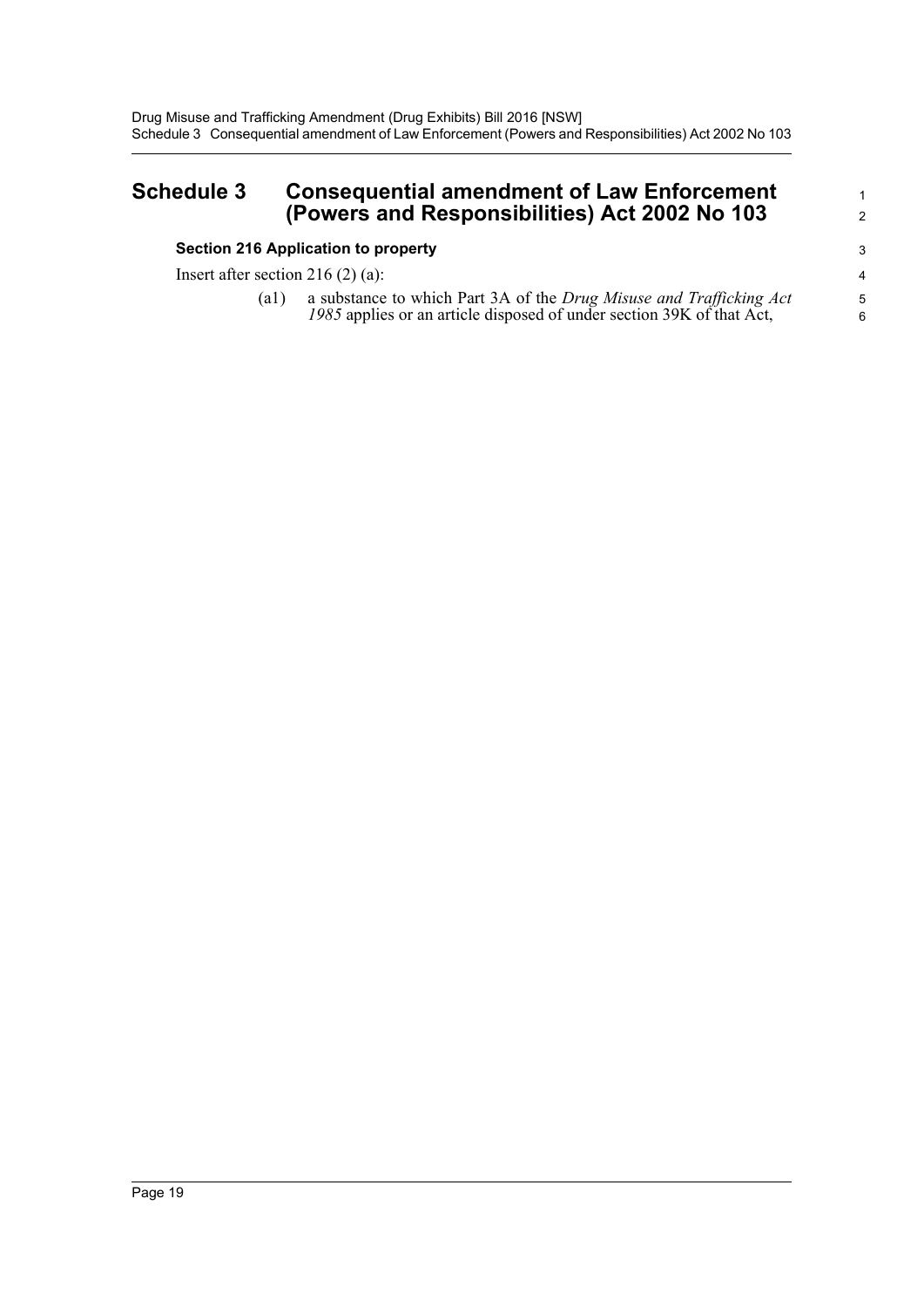# Schedule 3 Consequential amendment of Law Enforcement (Powers and Responsibilities) Act 2002 No 103

### Section 216 Application to property

Insert after section 216 (2) (a):

(a1) a substance to which Part 3A of the *Drug Misuse and Trafficking Act 1985* applies or an article disposed of under section 39K of that Act,